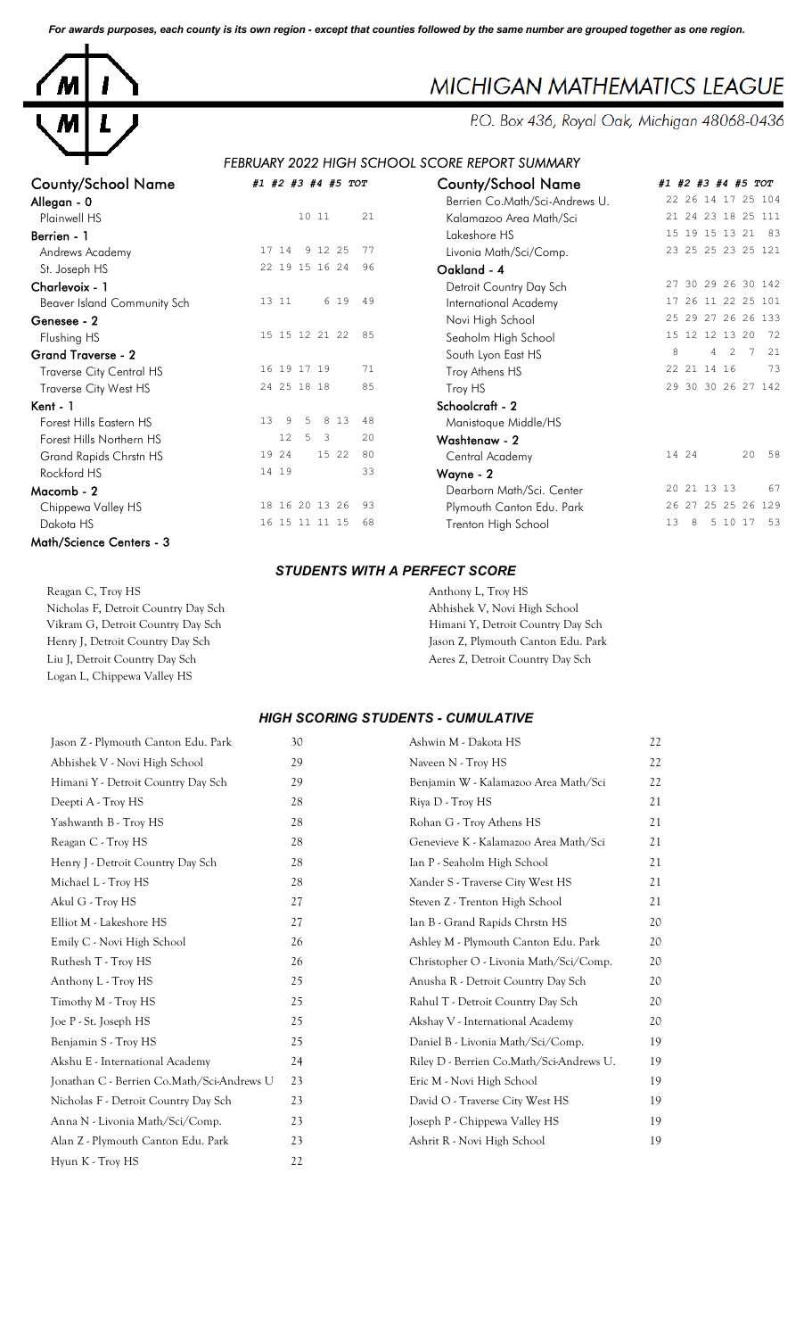*For awards purposes, each county is its own region - except that counties followed by the same number are grouped together as one region.*

# MICHIGAN MATHEMATICS LEAGUE

P.O. Box 436, Royal Oak, Michigan 48068-0436

## *FEBRUARY 2022 HIGH SCHOOL SCORE REPORT SUMMARY*

| County/School Name | #1 | #2 | #3 | #4 | #5 | TOT |
|---|---|---|---|---|---|---|
| **Allegan - 0** | | | | | | |
| Plainwell HS | | | | 10 | 11 | 21 |
| **Berrien - 1** | | | | | | |
| Andrews Academy | 17 | 14 | 9 | 12 | 25 | 77 |
| St. Joseph HS | 22 | 19 | 15 | 16 | 24 | 96 |
| **Charlevoix - 1** | | | | | | |
| Beaver Island Community Sch | 13 | 11 | | 6 | 19 | 49 |
| **Genesee - 2** | | | | | | |
| Flushing HS | 15 | 15 | 12 | 21 | 22 | 85 |
| **Grand Traverse - 2** | | | | | | |
| Traverse City Central HS | 16 | 19 | 17 | 19 | | 71 |
| Traverse City West HS | 24 | 25 | 18 | 18 | | 85 |
| **Kent - 1** | | | | | | |
| Forest Hills Eastern HS | 13 | 9 | 5 | 8 | 13 | 48 |
| Forest Hills Northern HS | | 12 | 5 | 3 | | 20 |
| Grand Rapids Chrstn HS | 19 | 24 | | 15 | 22 | 80 |
| Rockford HS | 14 | 19 | | | | 33 |
| **Macomb - 2** | | | | | | |
| Chippewa Valley HS | 18 | 16 | 20 | 13 | 26 | 93 |
| Dakota HS | 16 | 15 | 11 | 11 | 15 | 68 |
| **Math/Science Centers - 3** | | | | | | |
| Berrien Co.Math/Sci-Andrews U. | 22 | 26 | 14 | 17 | 25 | 104 |
| Kalamazoo Area Math/Sci | 21 | 24 | 23 | 18 | 25 | 111 |
| Lakeshore HS | 15 | 19 | 15 | 13 | 21 | 83 |
| Livonia Math/Sci/Comp. | 23 | 25 | 25 | 23 | 25 | 121 |
| **Oakland - 4** | | | | | | |
| Detroit Country Day Sch | 27 | 30 | 29 | 26 | 30 | 142 |
| International Academy | 17 | 26 | 11 | 22 | 25 | 101 |
| Novi High School | 25 | 29 | 27 | 26 | 26 | 133 |
| Seaholm High School | 15 | 12 | 12 | 13 | 20 | 72 |
| South Lyon East HS | 8 | | 4 | 2 | 7 | 21 |
| Troy Athens HS | 22 | 21 | 14 | 16 | | 73 |
| Troy HS | 29 | 30 | 30 | 26 | 27 | 142 |
| **Schoolcraft - 2** | | | | | | |
| Manistoque Middle/HS | | | | | | |
| **Washtenaw - 2** | | | | | | |
| Central Academy | 14 | 24 | | | 20 | 58 |
| **Wayne - 2** | | | | | | |
| Dearborn Math/Sci. Center | 20 | 21 | 13 | 13 | | 67 |
| Plymouth Canton Edu. Park | 26 | 27 | 25 | 25 | 26 | 129 |
| Trenton High School | 13 | 8 | 5 | 10 | 17 | 53 |

### *STUDENTS WITH A PERFECT SCORE*

- Reagan C, Troy HS
- Nicholas F, Detroit Country Day Sch
- Vikram G, Detroit Country Day Sch
- Henry J, Detroit Country Day Sch
- Liu J, Detroit Country Day Sch
- Logan L, Chippewa Valley HS
- Anthony L, Troy HS
- Abhishek V, Novi High School
- Himani Y, Detroit Country Day Sch
- Jason Z, Plymouth Canton Edu. Park
- Aeres Z, Detroit Country Day Sch

### *HIGH SCORING STUDENTS - CUMULATIVE*

| Student | Score |
|---|---|
| Jason Z - Plymouth Canton Edu. Park | 30 |
| Abhishek V - Novi High School | 29 |
| Himani Y - Detroit Country Day Sch | 29 |
| Deepti A - Troy HS | 28 |
| Yashwanth B - Troy HS | 28 |
| Reagan C - Troy HS | 28 |
| Henry J - Detroit Country Day Sch | 28 |
| Michael L - Troy HS | 28 |
| Akul G - Troy HS | 27 |
| Elliot M - Lakeshore HS | 27 |
| Emily C - Novi High School | 26 |
| Ruthesh T - Troy HS | 26 |
| Anthony L - Troy HS | 25 |
| Timothy M - Troy HS | 25 |
| Joe P - St. Joseph HS | 25 |
| Benjamin S - Troy HS | 25 |
| Akshu E - International Academy | 24 |
| Jonathan C - Berrien Co.Math/Sci-Andrews U | 23 |
| Nicholas F - Detroit Country Day Sch | 23 |
| Anna N - Livonia Math/Sci/Comp. | 23 |
| Alan Z - Plymouth Canton Edu. Park | 23 |
| Hyun K - Troy HS | 22 |
| Ashwin M - Dakota HS | 22 |
| Naveen N - Troy HS | 22 |
| Benjamin W - Kalamazoo Area Math/Sci | 22 |
| Riya D - Troy HS | 21 |
| Rohan G - Troy Athens HS | 21 |
| Genevieve K - Kalamazoo Area Math/Sci | 21 |
| Ian P - Seaholm High School | 21 |
| Xander S - Traverse City West HS | 21 |
| Steven Z - Trenton High School | 21 |
| Ian B - Grand Rapids Chrstn HS | 20 |
| Ashley M - Plymouth Canton Edu. Park | 20 |
| Christopher O - Livonia Math/Sci/Comp. | 20 |
| Anusha R - Detroit Country Day Sch | 20 |
| Rahul T - Detroit Country Day Sch | 20 |
| Akshay V - International Academy | 20 |
| Daniel B - Livonia Math/Sci/Comp. | 19 |
| Riley D - Berrien Co.Math/Sci-Andrews U. | 19 |
| Eric M - Novi High School | 19 |
| David O - Traverse City West HS | 19 |
| Joseph P - Chippewa Valley HS | 19 |
| Ashrit R - Novi High School | 19 |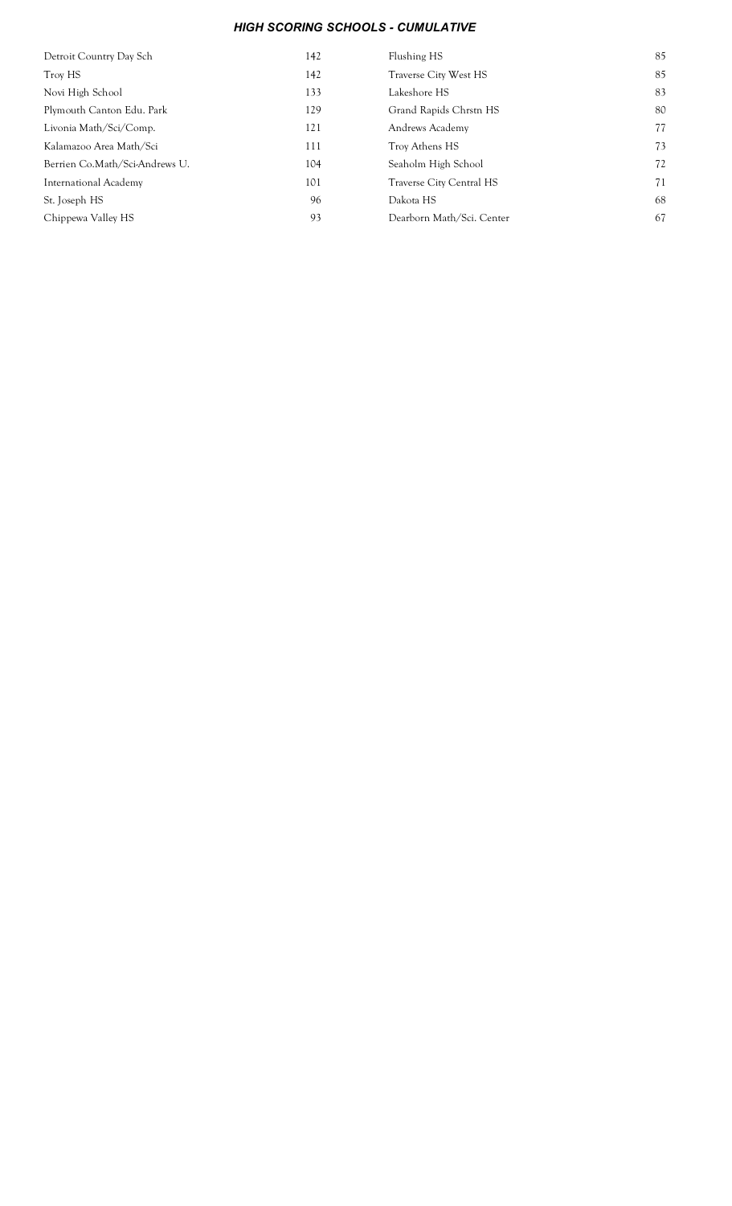### *HIGH SCORING SCHOOLS - CUMULATIVE*

| | | | |
|---|---|---|---|
| Detroit Country Day Sch | 142 | Flushing HS | 85 |
| Troy HS | 142 | Traverse City West HS | 85 |
| Novi High School | 133 | Lakeshore HS | 83 |
| Plymouth Canton Edu. Park | 129 | Grand Rapids Chrstn HS | 80 |
| Livonia Math/Sci/Comp. | 121 | Andrews Academy | 77 |
| Kalamazoo Area Math/Sci | 111 | Troy Athens HS | 73 |
| Berrien Co.Math/Sci-Andrews U. | 104 | Seaholm High School | 72 |
| International Academy | 101 | Traverse City Central HS | 71 |
| St. Joseph HS | 96 | Dakota HS | 68 |
| Chippewa Valley HS | 93 | Dearborn Math/Sci. Center | 67 |